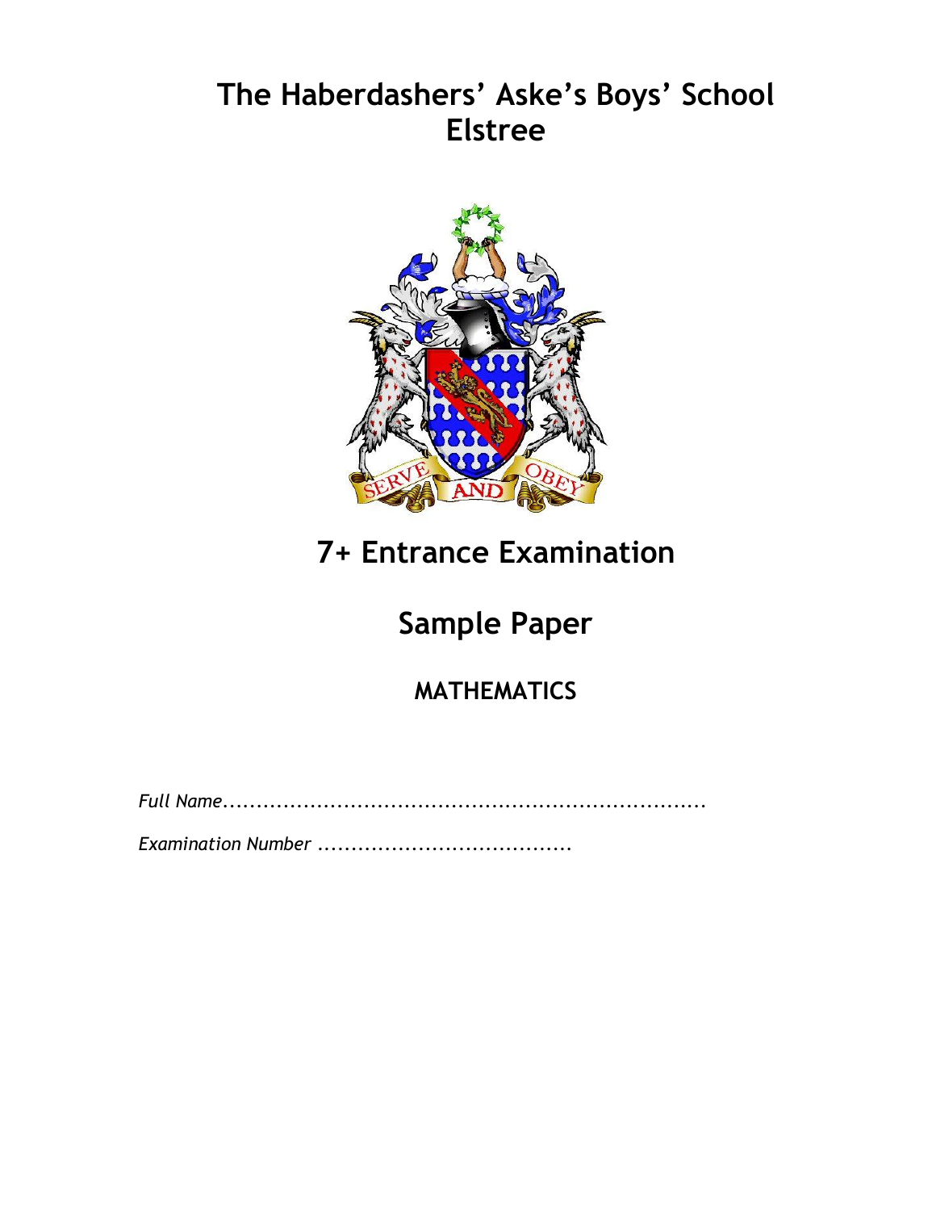# The Haberdashers' Aske's Boys' School Elstree

SERVE AND OBEY

# 7+ Entrance Examination

## Sample Paper

### MATHEMATICS

*Full Name*........................................................................

*Examination Number* .....................................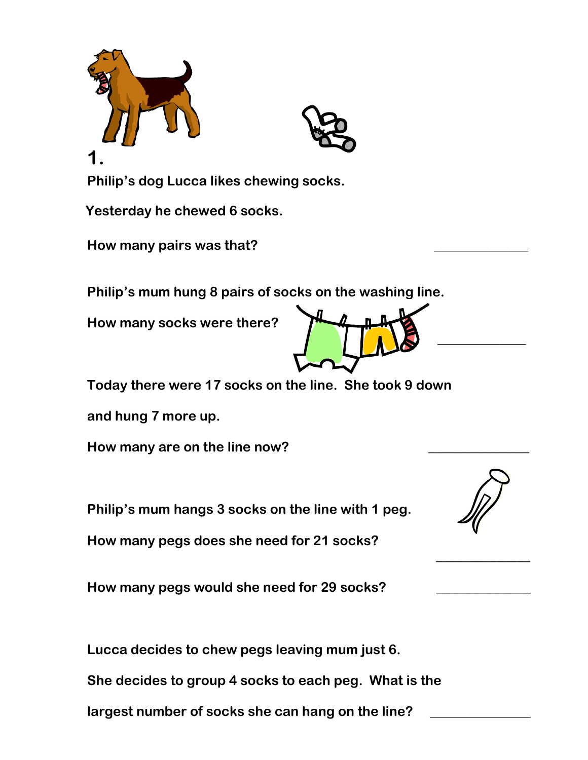1.

Philip's dog Lucca likes chewing socks.

Yesterday he chewed 6 socks.

How many pairs was that? _____________

Philip's mum hung 8 pairs of socks on the washing line.

How many socks were there? _____________

Today there were 17 socks on the line. She took 9 down and hung 7 more up.

How many are on the line now? _____________

Philip's mum hangs 3 socks on the line with 1 peg.

How many pegs does she need for 21 socks? _____________

How many pegs would she need for 29 socks? _____________

Lucca decides to chew pegs leaving mum just 6.

She decides to group 4 socks to each peg. What is the largest number of socks she can hang on the line? _____________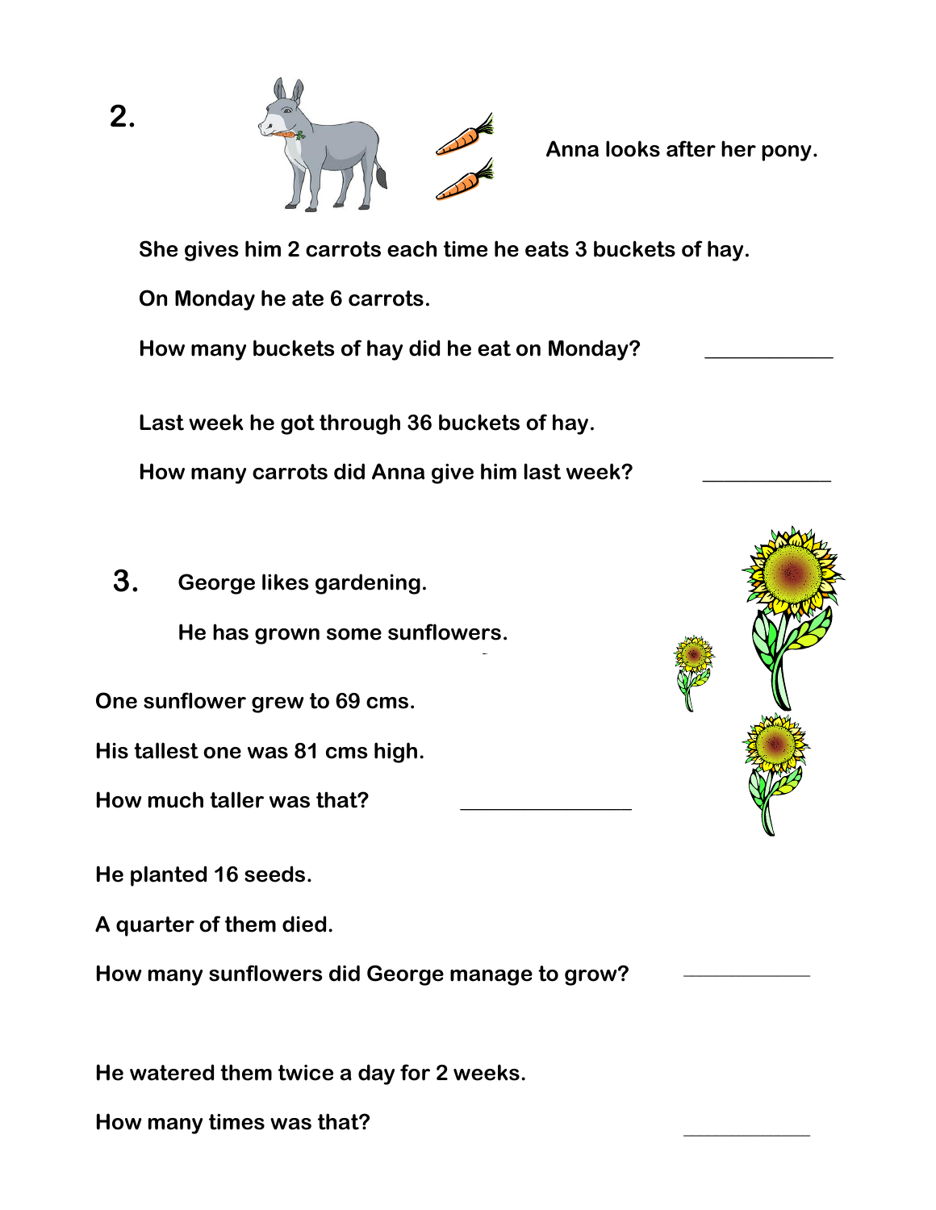2.

Anna looks after her pony.

She gives him 2 carrots each time he eats 3 buckets of hay.

On Monday he ate 6 carrots.

How many buckets of hay did he eat on Monday? ___________

Last week he got through 36 buckets of hay.

How many carrots did Anna give him last week? ___________

3. George likes gardening.

He has grown some sunflowers.

One sunflower grew to 69 cms.

His tallest one was 81 cms high.

How much taller was that? _______________

He planted 16 seeds.

A quarter of them died.

How many sunflowers did George manage to grow? ___________

He watered them twice a day for 2 weeks.

How many times was that? ___________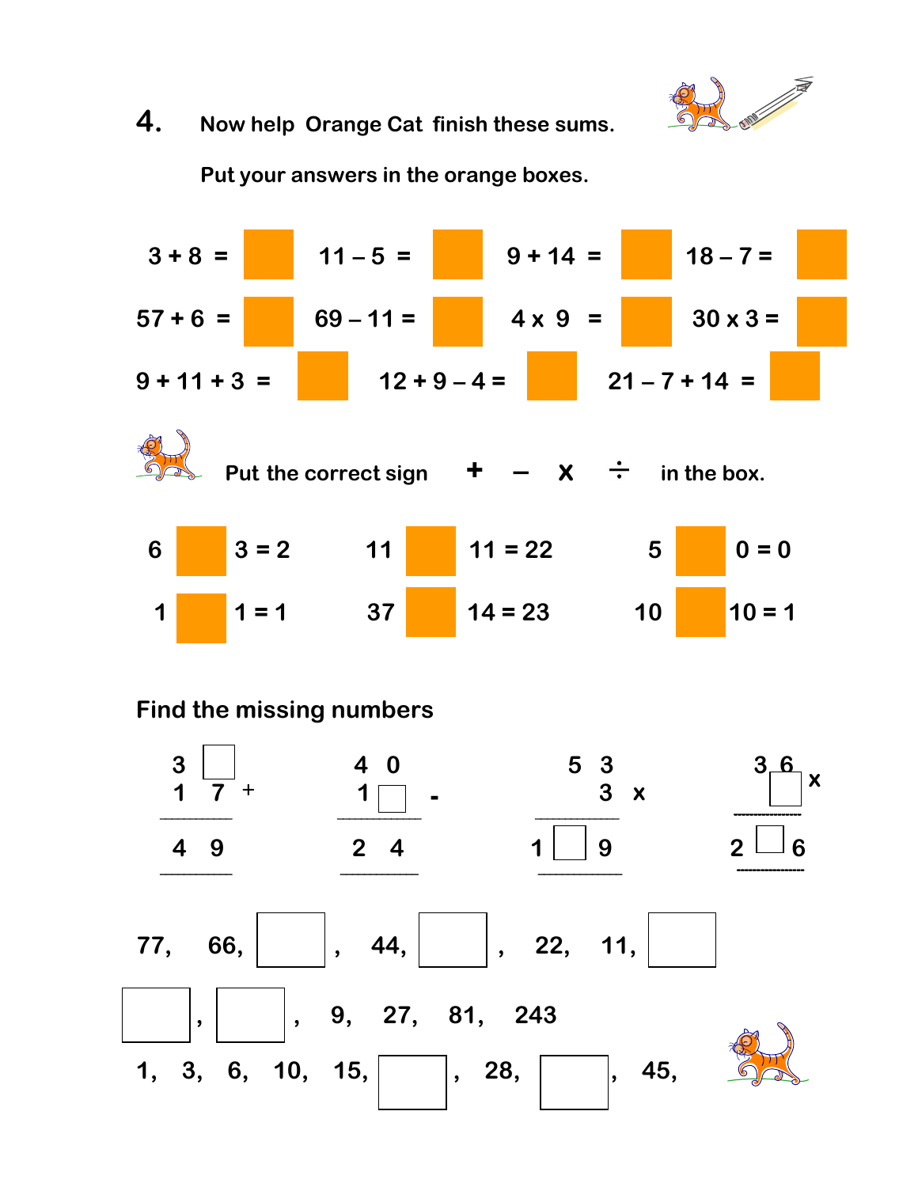## 4. Now help Orange Cat finish these sums.

Put your answers in the orange boxes.

3 + 8 = ☐  11 – 5 = ☐  9 + 14 = ☐  18 – 7 = ☐

57 + 6 = ☐  69 – 11 = ☐  4 x 9 = ☐  30 x 3 = ☐

9 + 11 + 3 = ☐  12 + 9 – 4 = ☐  21 – 7 + 14 = ☐

Put the correct sign + – x ÷ in the box.

6 ☐ 3 = 2  11 ☐ 11 = 22  5 ☐ 0 = 0

1 ☐ 1 = 1  37 ☐ 14 = 23  10 ☐ 10 = 1

### Find the missing numbers

```
  3 ☐        4 0        5 3        3 6
  1 7 +      1 ☐ -        3 x        ☐ x
  ----       ----       -----      -----
  4 9        2 4      1 ☐ 9      2 ☐ 6
  ----       ----       -----      -----
```

77, 66, ☐, 44, ☐, 22, 11, ☐

☐, ☐, 9, 27, 81, 243

1, 3, 6, 10, 15, ☐, 28, ☐, 45,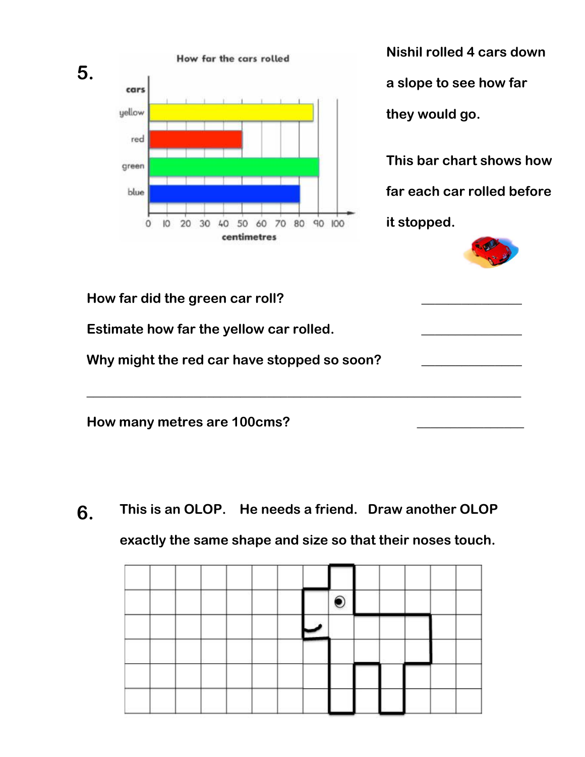**5.**

Nishil rolled 4 cars down a slope to see how far they would go.

This bar chart shows how far each car rolled before it stopped.

How far did the green car roll? _______________

Estimate how far the yellow car rolled. _______________

Why might the red car have stopped so soon? _______________

_________________________________________________________________

How many metres are 100cms? _______________

**6.** This is an OLOP. He needs a friend. Draw another OLOP exactly the same shape and size so that their noses touch.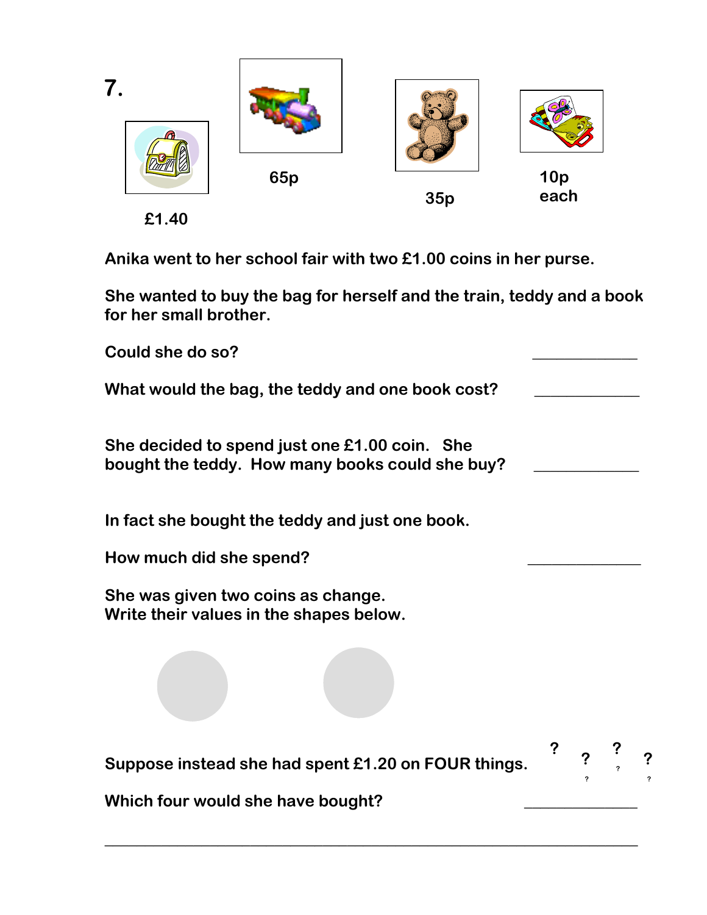**7.**

£1.40

65p

35p

10p each

Anika went to her school fair with two £1.00 coins in her purse.

She wanted to buy the bag for herself and the train, teddy and a book for her small brother.

Could she do so? _____________

What would the bag, the teddy and one book cost? _____________

She decided to spend just one £1.00 coin. She bought the teddy. How many books could she buy? _____________

In fact she bought the teddy and just one book.

How much did she spend? _____________

She was given two coins as change.
Write their values in the shapes below.

Suppose instead she had spent £1.20 on FOUR things.

Which four would she have bought? _____________

_____________________________________________________________________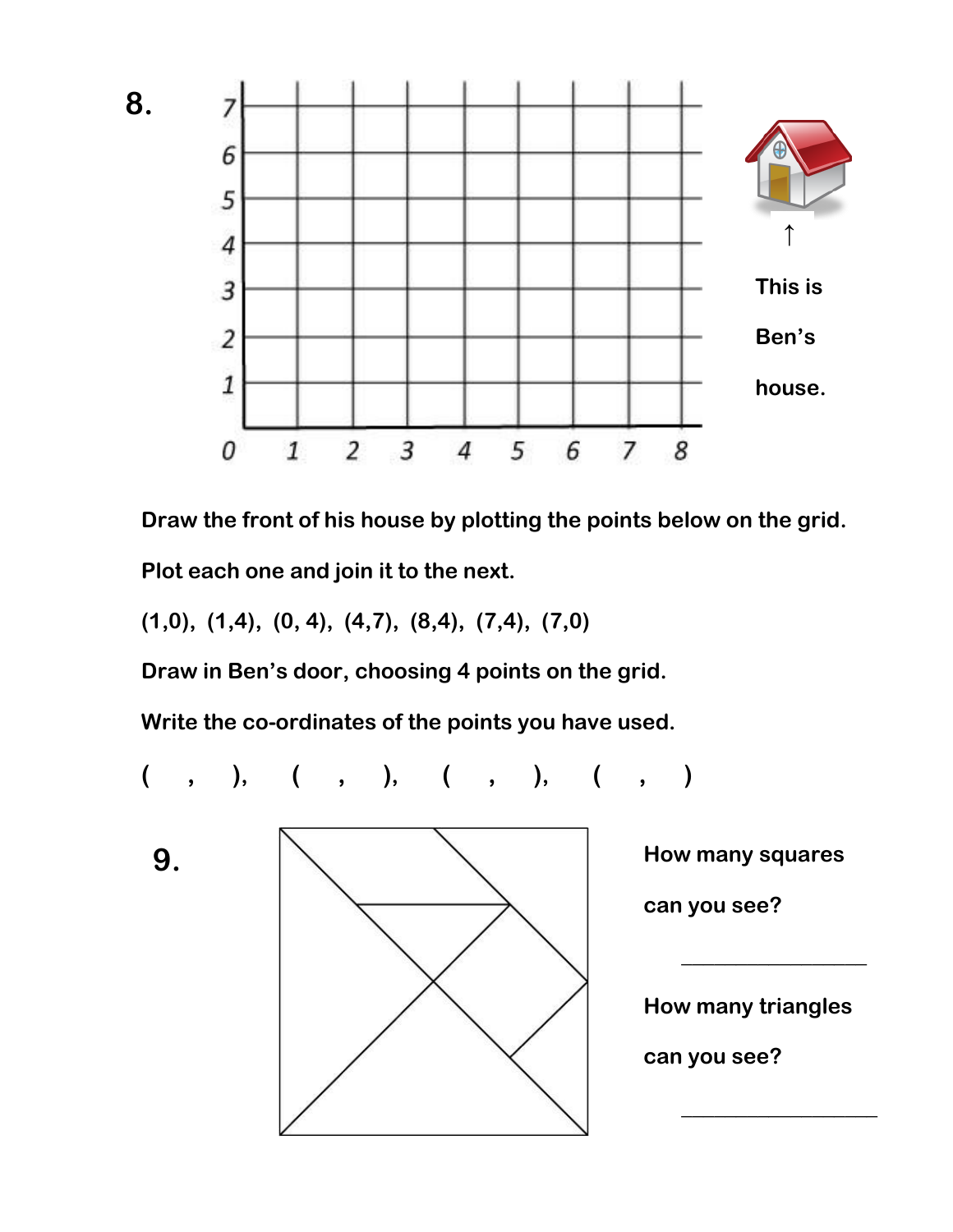**8.**

This is Ben's house.

Draw the front of his house by plotting the points below on the grid.

Plot each one and join it to the next.

(1,0), (1,4), (0, 4), (4,7), (8,4), (7,4), (7,0)

Draw in Ben's door, choosing 4 points on the grid.

Write the co-ordinates of the points you have used.

( , ), ( , ), ( , ), ( , )

**9.**

How many squares can you see?

_______________

How many triangles can you see?

_______________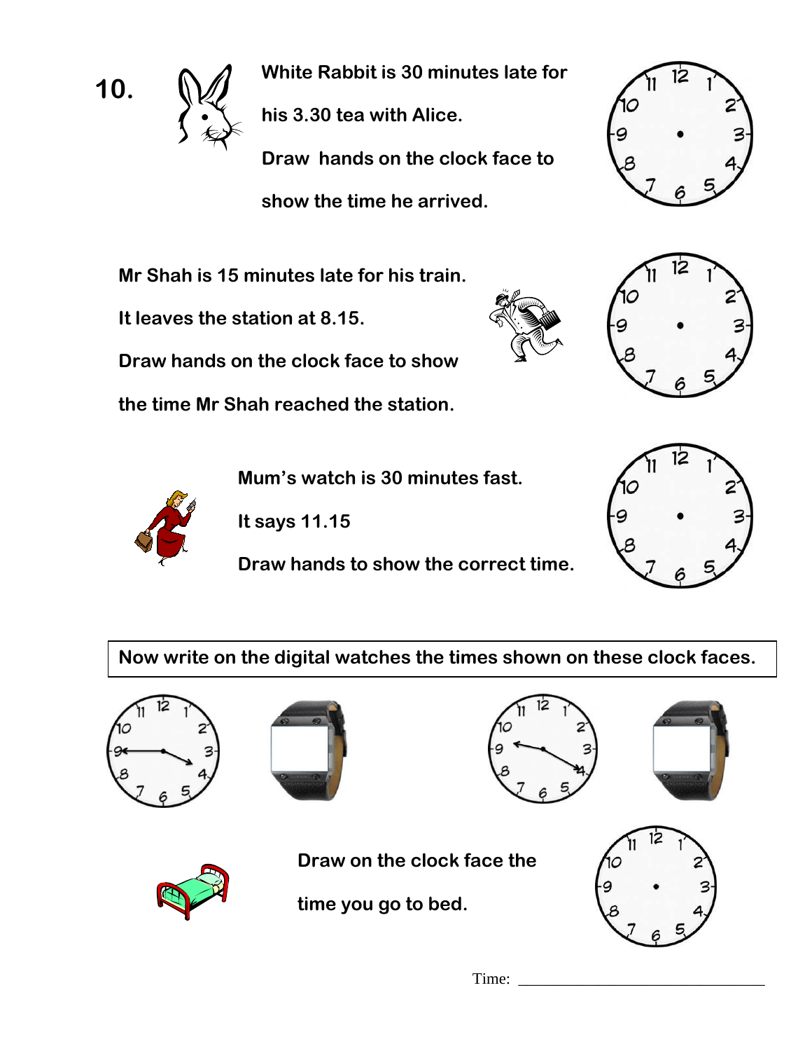**10.** White Rabbit is 30 minutes late for his 3.30 tea with Alice.

Draw hands on the clock face to show the time he arrived.

Mr Shah is 15 minutes late for his train.

It leaves the station at 8.15.

Draw hands on the clock face to show the time Mr Shah reached the station.

Mum's watch is 30 minutes fast.

It says 11.15

Draw hands to show the correct time.

Now write on the digital watches the times shown on these clock faces.

Draw on the clock face the time you go to bed.

Time: ________________________________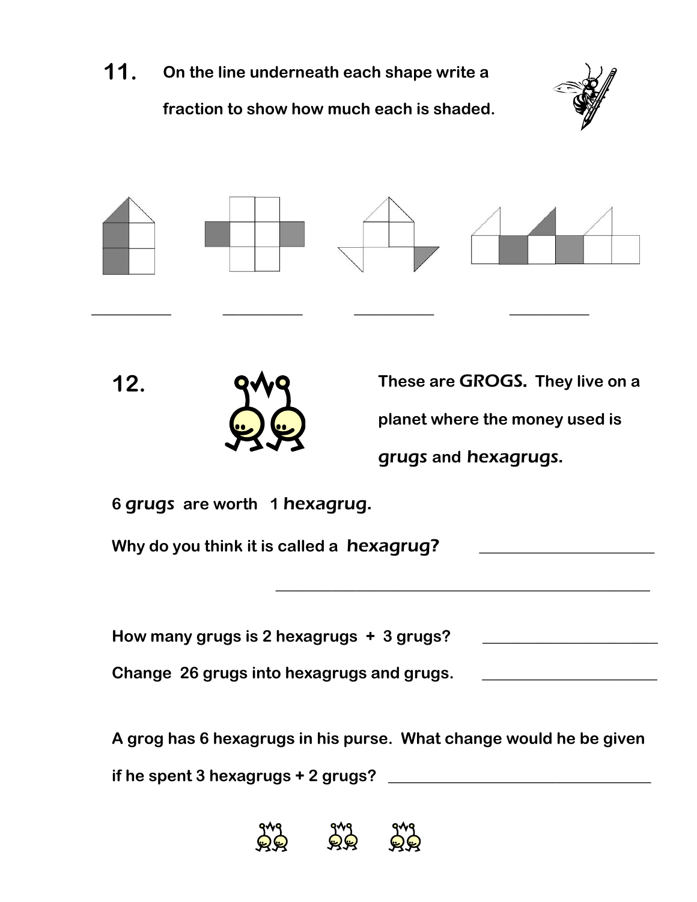**11.** On the line underneath each shape write a fraction to show how much each is shaded.

\_\_\_\_\_\_\_\_\_\_ \_\_\_\_\_\_\_\_\_\_ \_\_\_\_\_\_\_\_\_\_ \_\_\_\_\_\_\_\_\_\_

**12.** These are ***GROGS.*** They live on a planet where the money used is ***grugs*** and ***hexagrugs.***

6 ***grugs*** are worth 1 ***hexagrug.***

Why do you think it is called a ***hexagrug?*** \_\_\_\_\_\_\_\_\_\_\_\_\_\_\_\_\_\_\_\_

\_\_\_\_\_\_\_\_\_\_\_\_\_\_\_\_\_\_\_\_\_\_\_\_\_\_\_\_\_\_\_\_\_\_\_\_\_\_\_\_

How many grugs is 2 hexagrugs + 3 grugs? \_\_\_\_\_\_\_\_\_\_\_\_\_\_\_\_\_\_\_\_

Change 26 grugs into hexagrugs and grugs. \_\_\_\_\_\_\_\_\_\_\_\_\_\_\_\_\_\_\_\_

A grog has 6 hexagrugs in his purse. What change would he be given if he spent 3 hexagrugs + 2 grugs? \_\_\_\_\_\_\_\_\_\_\_\_\_\_\_\_\_\_\_\_\_\_\_\_\_\_\_\_\_\_